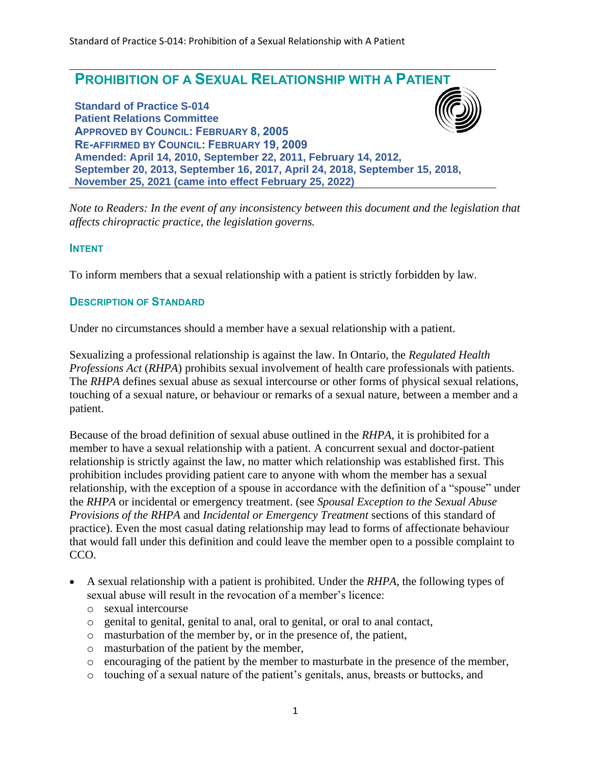# PROHIBITION OF A SEXUAL RELATIONSHIP WITH A PATIENT

**Standard of Practice S-014**
**Patient Relations Committee**
**APPROVED BY COUNCIL: FEBRUARY 8, 2005**
**RE-AFFIRMED BY COUNCIL: FEBRUARY 19, 2009**
**Amended: April 14, 2010, September 22, 2011, February 14, 2012, September 20, 2013, September 16, 2017, April 24, 2018, September 15, 2018, November 25, 2021 (came into effect February 25, 2022)**

*Note to Readers: In the event of any inconsistency between this document and the legislation that affects chiropractic practice, the legislation governs.*

## INTENT

To inform members that a sexual relationship with a patient is strictly forbidden by law.

## DESCRIPTION OF STANDARD

Under no circumstances should a member have a sexual relationship with a patient.

Sexualizing a professional relationship is against the law. In Ontario, the *Regulated Health Professions Act* (*RHPA*) prohibits sexual involvement of health care professionals with patients. The *RHPA* defines sexual abuse as sexual intercourse or other forms of physical sexual relations, touching of a sexual nature, or behaviour or remarks of a sexual nature, between a member and a patient.

Because of the broad definition of sexual abuse outlined in the *RHPA*, it is prohibited for a member to have a sexual relationship with a patient. A concurrent sexual and doctor-patient relationship is strictly against the law, no matter which relationship was established first. This prohibition includes providing patient care to anyone with whom the member has a sexual relationship, with the exception of a spouse in accordance with the definition of a "spouse" under the *RHPA* or incidental or emergency treatment. (see *Spousal Exception to the Sexual Abuse Provisions of the RHPA* and *Incidental or Emergency Treatment* sections of this standard of practice). Even the most casual dating relationship may lead to forms of affectionate behaviour that would fall under this definition and could leave the member open to a possible complaint to CCO.

- A sexual relationship with a patient is prohibited. Under the *RHPA*, the following types of sexual abuse will result in the revocation of a member's licence:
  - sexual intercourse
  - genital to genital, genital to anal, oral to genital, or oral to anal contact,
  - masturbation of the member by, or in the presence of, the patient,
  - masturbation of the patient by the member,
  - encouraging of the patient by the member to masturbate in the presence of the member,
  - touching of a sexual nature of the patient's genitals, anus, breasts or buttocks, and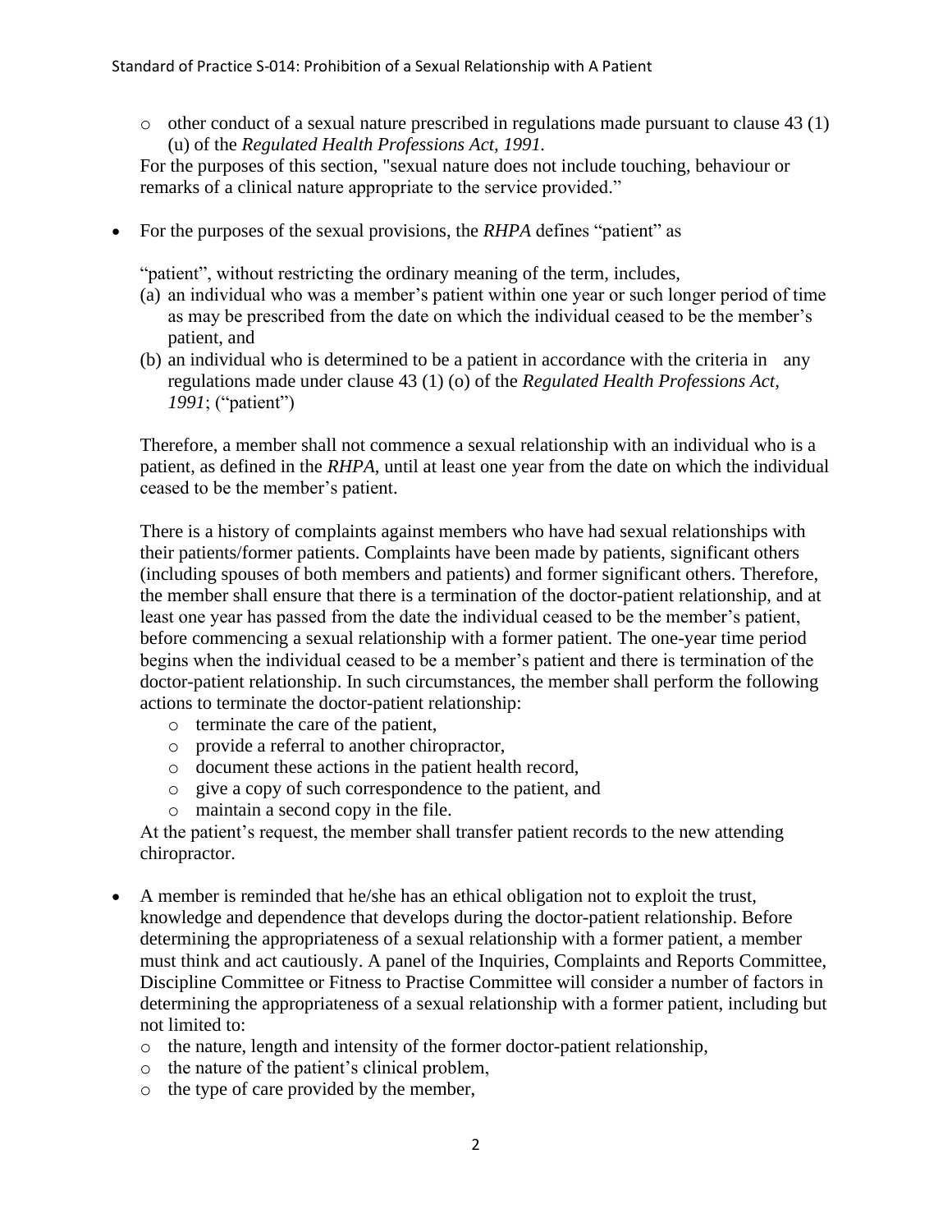- other conduct of a sexual nature prescribed in regulations made pursuant to clause 43 (1) (u) of the *Regulated Health Professions Act, 1991.*

  For the purposes of this section, "sexual nature does not include touching, behaviour or remarks of a clinical nature appropriate to the service provided."

- For the purposes of the sexual provisions, the *RHPA* defines "patient" as

  "patient", without restricting the ordinary meaning of the term, includes,

  (a) an individual who was a member's patient within one year or such longer period of time as may be prescribed from the date on which the individual ceased to be the member's patient, and

  (b) an individual who is determined to be a patient in accordance with the criteria in any regulations made under clause 43 (1) (o) of the *Regulated Health Professions Act, 1991*; ("patient")

  Therefore, a member shall not commence a sexual relationship with an individual who is a patient, as defined in the *RHPA*, until at least one year from the date on which the individual ceased to be the member's patient.

  There is a history of complaints against members who have had sexual relationships with their patients/former patients. Complaints have been made by patients, significant others (including spouses of both members and patients) and former significant others. Therefore, the member shall ensure that there is a termination of the doctor-patient relationship, and at least one year has passed from the date the individual ceased to be the member's patient, before commencing a sexual relationship with a former patient. The one-year time period begins when the individual ceased to be a member's patient and there is termination of the doctor-patient relationship. In such circumstances, the member shall perform the following actions to terminate the doctor-patient relationship:

  - terminate the care of the patient,
  - provide a referral to another chiropractor,
  - document these actions in the patient health record,
  - give a copy of such correspondence to the patient, and
  - maintain a second copy in the file.

  At the patient's request, the member shall transfer patient records to the new attending chiropractor.

- A member is reminded that he/she has an ethical obligation not to exploit the trust, knowledge and dependence that develops during the doctor-patient relationship. Before determining the appropriateness of a sexual relationship with a former patient, a member must think and act cautiously. A panel of the Inquiries, Complaints and Reports Committee, Discipline Committee or Fitness to Practise Committee will consider a number of factors in determining the appropriateness of a sexual relationship with a former patient, including but not limited to:
  - the nature, length and intensity of the former doctor-patient relationship,
  - the nature of the patient's clinical problem,
  - the type of care provided by the member,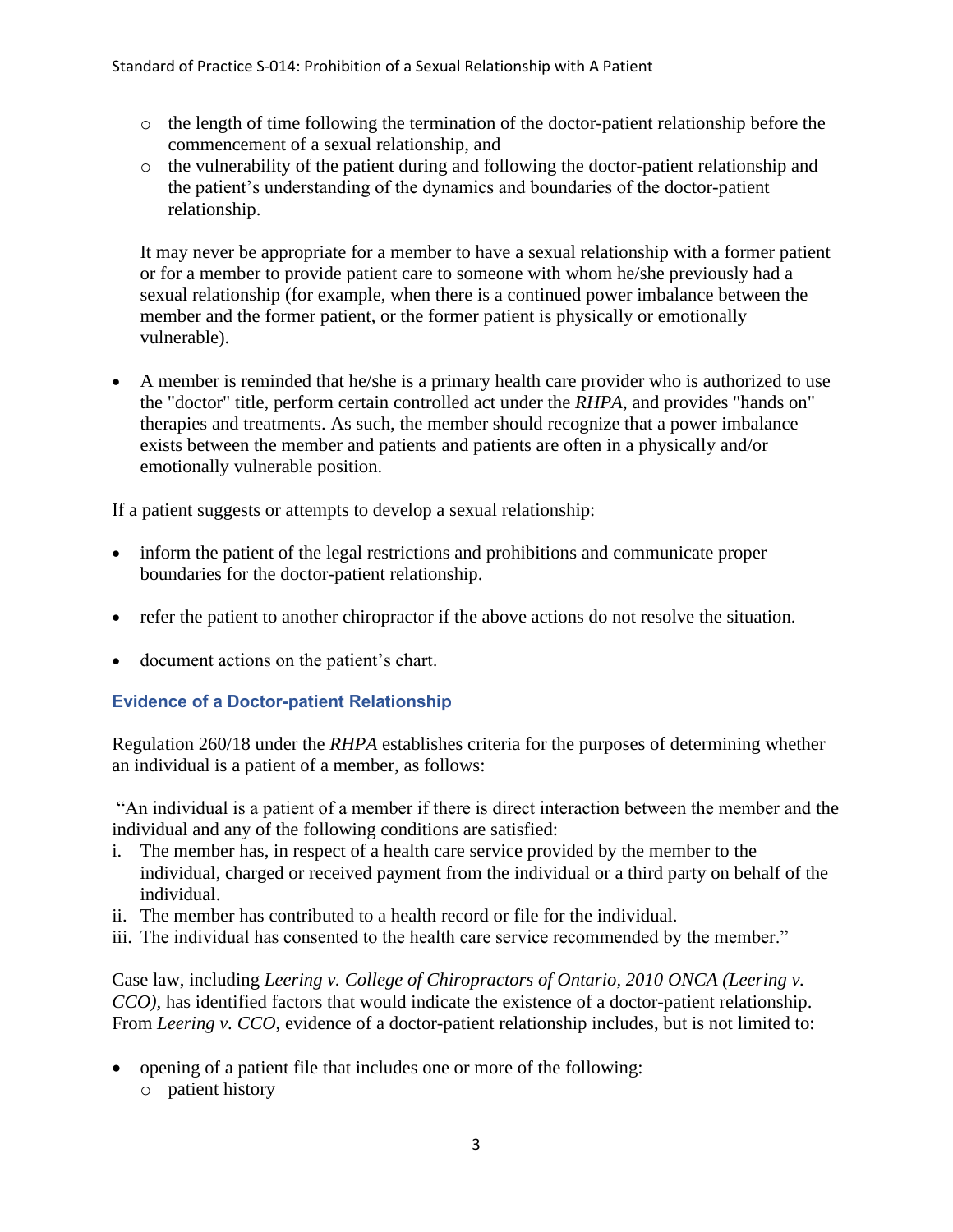- the length of time following the termination of the doctor-patient relationship before the commencement of a sexual relationship, and
- the vulnerability of the patient during and following the doctor-patient relationship and the patient's understanding of the dynamics and boundaries of the doctor-patient relationship.

It may never be appropriate for a member to have a sexual relationship with a former patient or for a member to provide patient care to someone with whom he/she previously had a sexual relationship (for example, when there is a continued power imbalance between the member and the former patient, or the former patient is physically or emotionally vulnerable).

- A member is reminded that he/she is a primary health care provider who is authorized to use the "doctor" title, perform certain controlled act under the *RHPA*, and provides "hands on" therapies and treatments. As such, the member should recognize that a power imbalance exists between the member and patients and patients are often in a physically and/or emotionally vulnerable position.

If a patient suggests or attempts to develop a sexual relationship:

- inform the patient of the legal restrictions and prohibitions and communicate proper boundaries for the doctor-patient relationship.
- refer the patient to another chiropractor if the above actions do not resolve the situation.
- document actions on the patient's chart.

### Evidence of a Doctor-patient Relationship

Regulation 260/18 under the *RHPA* establishes criteria for the purposes of determining whether an individual is a patient of a member, as follows:

"An individual is a patient of a member if there is direct interaction between the member and the individual and any of the following conditions are satisfied:

i. The member has, in respect of a health care service provided by the member to the individual, charged or received payment from the individual or a third party on behalf of the individual.
ii. The member has contributed to a health record or file for the individual.
iii. The individual has consented to the health care service recommended by the member."

Case law, including *Leering v. College of Chiropractors of Ontario, 2010 ONCA (Leering v. CCO)*, has identified factors that would indicate the existence of a doctor-patient relationship. From *Leering v. CCO*, evidence of a doctor-patient relationship includes, but is not limited to:

- opening of a patient file that includes one or more of the following:
  - patient history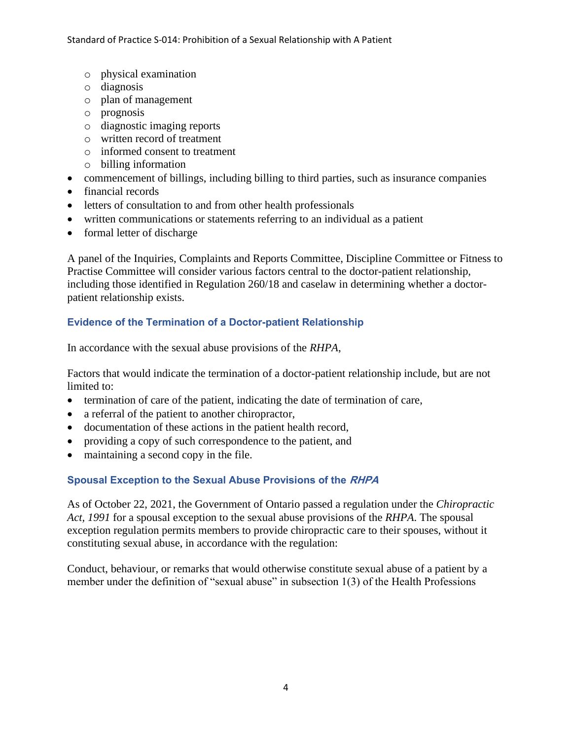- physical examination
  - diagnosis
  - plan of management
  - prognosis
  - diagnostic imaging reports
  - written record of treatment
  - informed consent to treatment
  - billing information
- commencement of billings, including billing to third parties, such as insurance companies
- financial records
- letters of consultation to and from other health professionals
- written communications or statements referring to an individual as a patient
- formal letter of discharge

A panel of the Inquiries, Complaints and Reports Committee, Discipline Committee or Fitness to Practise Committee will consider various factors central to the doctor-patient relationship, including those identified in Regulation 260/18 and caselaw in determining whether a doctor-patient relationship exists.

### Evidence of the Termination of a Doctor-patient Relationship

In accordance with the sexual abuse provisions of the *RHPA*,

Factors that would indicate the termination of a doctor-patient relationship include, but are not limited to:

- termination of care of the patient, indicating the date of termination of care,
- a referral of the patient to another chiropractor,
- documentation of these actions in the patient health record,
- providing a copy of such correspondence to the patient, and
- maintaining a second copy in the file.

### Spousal Exception to the Sexual Abuse Provisions of the *RHPA*

As of October 22, 2021, the Government of Ontario passed a regulation under the *Chiropractic Act, 1991* for a spousal exception to the sexual abuse provisions of the *RHPA*. The spousal exception regulation permits members to provide chiropractic care to their spouses, without it constituting sexual abuse, in accordance with the regulation:

Conduct, behaviour, or remarks that would otherwise constitute sexual abuse of a patient by a member under the definition of "sexual abuse" in subsection 1(3) of the Health Professions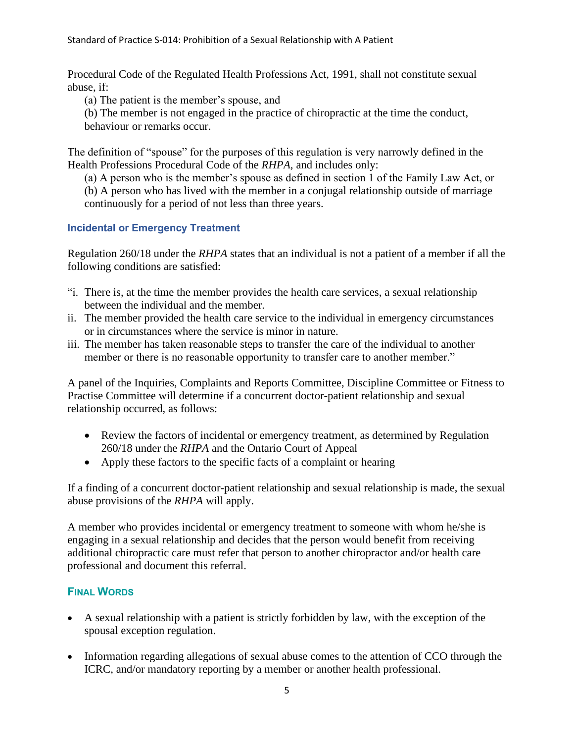Procedural Code of the Regulated Health Professions Act, 1991, shall not constitute sexual abuse, if:

(a) The patient is the member's spouse, and

(b) The member is not engaged in the practice of chiropractic at the time the conduct, behaviour or remarks occur.

The definition of "spouse" for the purposes of this regulation is very narrowly defined in the Health Professions Procedural Code of the *RHPA*, and includes only:

(a) A person who is the member's spouse as defined in section 1 of the Family Law Act, or

(b) A person who has lived with the member in a conjugal relationship outside of marriage continuously for a period of not less than three years.

### Incidental or Emergency Treatment

Regulation 260/18 under the *RHPA* states that an individual is not a patient of a member if all the following conditions are satisfied:

"i. There is, at the time the member provides the health care services, a sexual relationship between the individual and the member.

ii. The member provided the health care service to the individual in emergency circumstances or in circumstances where the service is minor in nature.

iii. The member has taken reasonable steps to transfer the care of the individual to another member or there is no reasonable opportunity to transfer care to another member."

A panel of the Inquiries, Complaints and Reports Committee, Discipline Committee or Fitness to Practise Committee will determine if a concurrent doctor-patient relationship and sexual relationship occurred, as follows:

- Review the factors of incidental or emergency treatment, as determined by Regulation 260/18 under the *RHPA* and the Ontario Court of Appeal
- Apply these factors to the specific facts of a complaint or hearing

If a finding of a concurrent doctor-patient relationship and sexual relationship is made, the sexual abuse provisions of the *RHPA* will apply.

A member who provides incidental or emergency treatment to someone with whom he/she is engaging in a sexual relationship and decides that the person would benefit from receiving additional chiropractic care must refer that person to another chiropractor and/or health care professional and document this referral.

## Final Words

- A sexual relationship with a patient is strictly forbidden by law, with the exception of the spousal exception regulation.
- Information regarding allegations of sexual abuse comes to the attention of CCO through the ICRC, and/or mandatory reporting by a member or another health professional.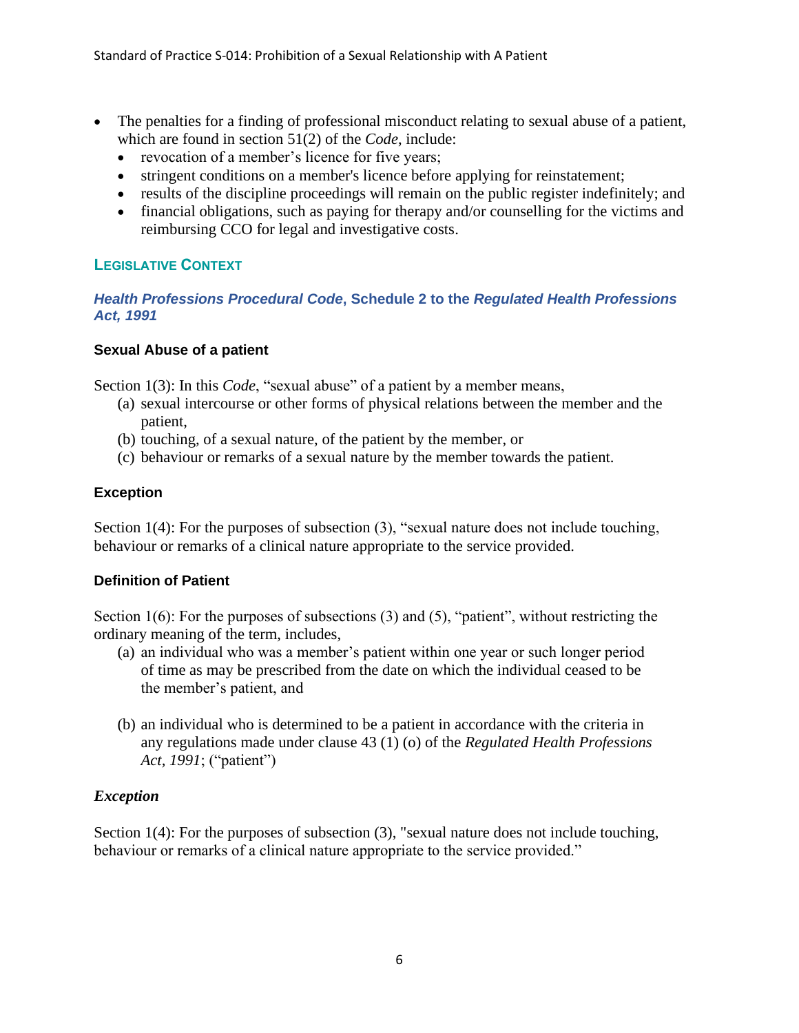- The penalties for a finding of professional misconduct relating to sexual abuse of a patient, which are found in section 51(2) of the *Code*, include:
  - revocation of a member's licence for five years;
  - stringent conditions on a member's licence before applying for reinstatement;
  - results of the discipline proceedings will remain on the public register indefinitely; and
  - financial obligations, such as paying for therapy and/or counselling for the victims and reimbursing CCO for legal and investigative costs.

## LEGISLATIVE CONTEXT

### *Health Professions Procedural Code*, Schedule 2 to the *Regulated Health Professions Act, 1991*

#### Sexual Abuse of a patient

Section 1(3): In this *Code*, "sexual abuse" of a patient by a member means,

(a) sexual intercourse or other forms of physical relations between the member and the patient,
(b) touching, of a sexual nature, of the patient by the member, or
(c) behaviour or remarks of a sexual nature by the member towards the patient.

#### Exception

Section 1(4): For the purposes of subsection (3), "sexual nature does not include touching, behaviour or remarks of a clinical nature appropriate to the service provided.

#### Definition of Patient

Section 1(6): For the purposes of subsections (3) and (5), "patient", without restricting the ordinary meaning of the term, includes,

(a) an individual who was a member's patient within one year or such longer period of time as may be prescribed from the date on which the individual ceased to be the member's patient, and

(b) an individual who is determined to be a patient in accordance with the criteria in any regulations made under clause 43 (1) (o) of the *Regulated Health Professions Act, 1991*; ("patient")

#### *Exception*

Section 1(4): For the purposes of subsection (3), "sexual nature does not include touching, behaviour or remarks of a clinical nature appropriate to the service provided."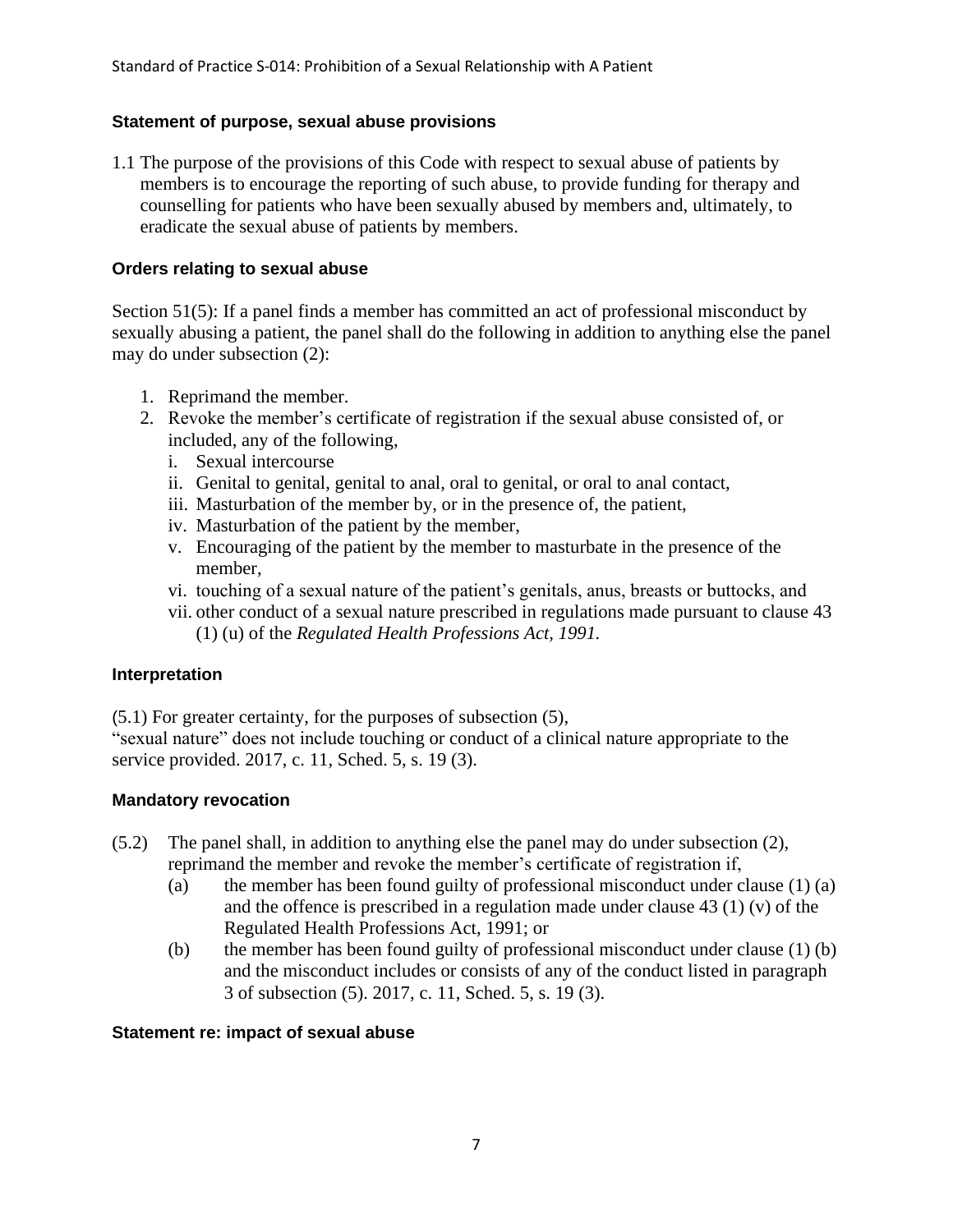### Statement of purpose, sexual abuse provisions

1.1 The purpose of the provisions of this Code with respect to sexual abuse of patients by members is to encourage the reporting of such abuse, to provide funding for therapy and counselling for patients who have been sexually abused by members and, ultimately, to eradicate the sexual abuse of patients by members.

### Orders relating to sexual abuse

Section 51(5): If a panel finds a member has committed an act of professional misconduct by sexually abusing a patient, the panel shall do the following in addition to anything else the panel may do under subsection (2):

1. Reprimand the member.
2. Revoke the member's certificate of registration if the sexual abuse consisted of, or included, any of the following,
   i. Sexual intercourse
   ii. Genital to genital, genital to anal, oral to genital, or oral to anal contact,
   iii. Masturbation of the member by, or in the presence of, the patient,
   iv. Masturbation of the patient by the member,
   v. Encouraging of the patient by the member to masturbate in the presence of the member,
   vi. touching of a sexual nature of the patient's genitals, anus, breasts or buttocks, and
   vii. other conduct of a sexual nature prescribed in regulations made pursuant to clause 43 (1) (u) of the *Regulated Health Professions Act, 1991.*

### Interpretation

(5.1) For greater certainty, for the purposes of subsection (5),
"sexual nature" does not include touching or conduct of a clinical nature appropriate to the service provided. 2017, c. 11, Sched. 5, s. 19 (3).

### Mandatory revocation

(5.2) The panel shall, in addition to anything else the panel may do under subsection (2), reprimand the member and revoke the member's certificate of registration if,

(a) the member has been found guilty of professional misconduct under clause (1) (a) and the offence is prescribed in a regulation made under clause 43 (1) (v) of the Regulated Health Professions Act, 1991; or

(b) the member has been found guilty of professional misconduct under clause (1) (b) and the misconduct includes or consists of any of the conduct listed in paragraph 3 of subsection (5). 2017, c. 11, Sched. 5, s. 19 (3).

### Statement re: impact of sexual abuse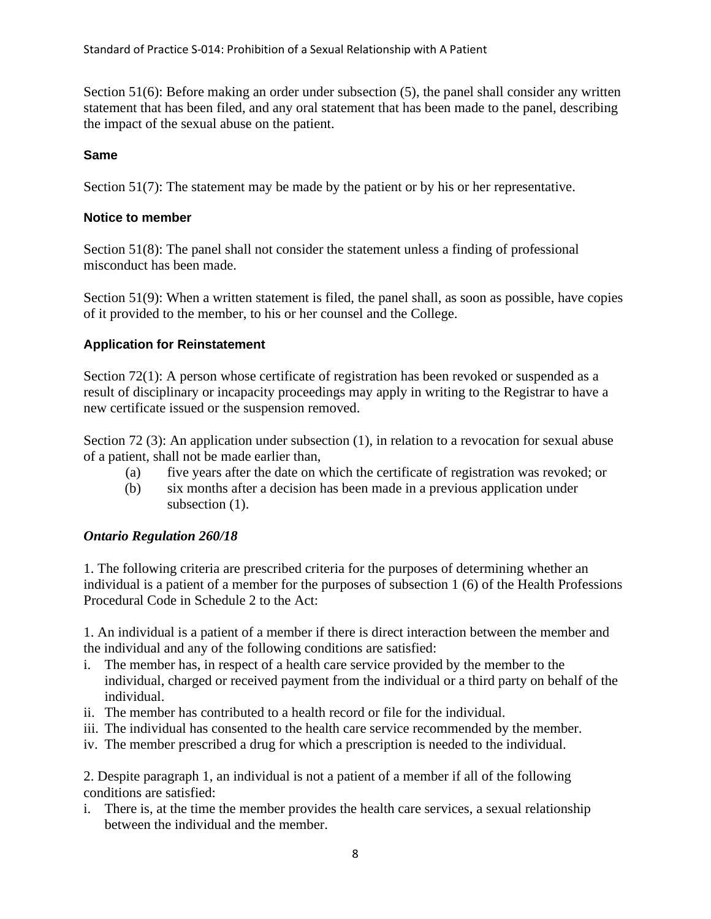Section 51(6): Before making an order under subsection (5), the panel shall consider any written statement that has been filed, and any oral statement that has been made to the panel, describing the impact of the sexual abuse on the patient.

**Same**

Section 51(7): The statement may be made by the patient or by his or her representative.

**Notice to member**

Section 51(8): The panel shall not consider the statement unless a finding of professional misconduct has been made.

Section 51(9): When a written statement is filed, the panel shall, as soon as possible, have copies of it provided to the member, to his or her counsel and the College.

**Application for Reinstatement**

Section 72(1): A person whose certificate of registration has been revoked or suspended as a result of disciplinary or incapacity proceedings may apply in writing to the Registrar to have a new certificate issued or the suspension removed.

Section 72 (3): An application under subsection (1), in relation to a revocation for sexual abuse of a patient, shall not be made earlier than,

(a) five years after the date on which the certificate of registration was revoked; or

(b) six months after a decision has been made in a previous application under subsection (1).

***Ontario Regulation 260/18***

1. The following criteria are prescribed criteria for the purposes of determining whether an individual is a patient of a member for the purposes of subsection 1 (6) of the Health Professions Procedural Code in Schedule 2 to the Act:

1. An individual is a patient of a member if there is direct interaction between the member and the individual and any of the following conditions are satisfied:

i. The member has, in respect of a health care service provided by the member to the individual, charged or received payment from the individual or a third party on behalf of the individual.
ii. The member has contributed to a health record or file for the individual.
iii. The individual has consented to the health care service recommended by the member.
iv. The member prescribed a drug for which a prescription is needed to the individual.

2. Despite paragraph 1, an individual is not a patient of a member if all of the following conditions are satisfied:

i. There is, at the time the member provides the health care services, a sexual relationship between the individual and the member.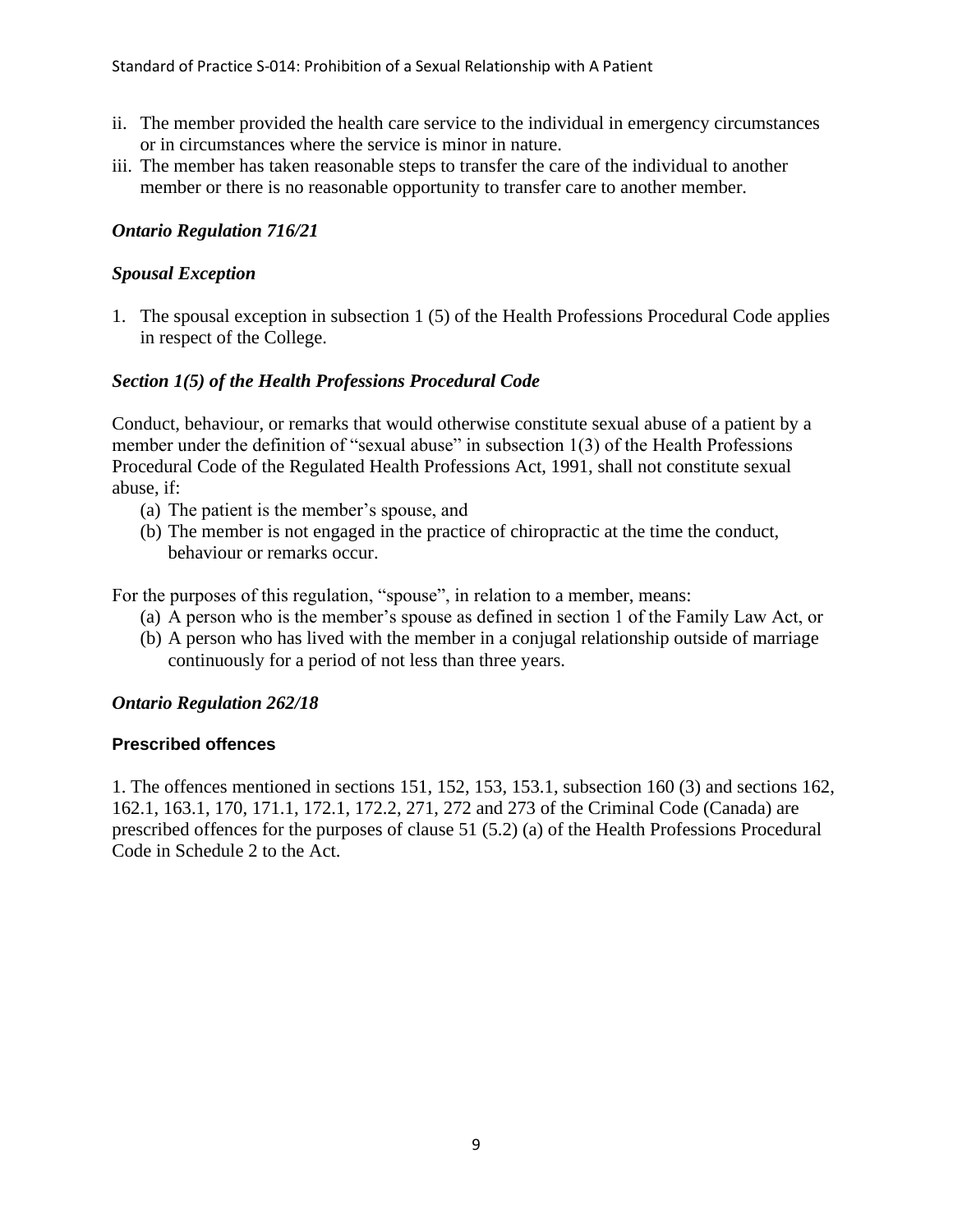ii. The member provided the health care service to the individual in emergency circumstances or in circumstances where the service is minor in nature.
iii. The member has taken reasonable steps to transfer the care of the individual to another member or there is no reasonable opportunity to transfer care to another member.

### *Ontario Regulation 716/21*

### *Spousal Exception*

1. The spousal exception in subsection 1 (5) of the Health Professions Procedural Code applies in respect of the College.

### *Section 1(5) of the Health Professions Procedural Code*

Conduct, behaviour, or remarks that would otherwise constitute sexual abuse of a patient by a member under the definition of "sexual abuse" in subsection 1(3) of the Health Professions Procedural Code of the Regulated Health Professions Act, 1991, shall not constitute sexual abuse, if:

(a) The patient is the member's spouse, and
(b) The member is not engaged in the practice of chiropractic at the time the conduct, behaviour or remarks occur.

For the purposes of this regulation, "spouse", in relation to a member, means:

(a) A person who is the member's spouse as defined in section 1 of the Family Law Act, or
(b) A person who has lived with the member in a conjugal relationship outside of marriage continuously for a period of not less than three years.

### *Ontario Regulation 262/18*

#### **Prescribed offences**

1. The offences mentioned in sections 151, 152, 153, 153.1, subsection 160 (3) and sections 162, 162.1, 163.1, 170, 171.1, 172.1, 172.2, 271, 272 and 273 of the Criminal Code (Canada) are prescribed offences for the purposes of clause 51 (5.2) (a) of the Health Professions Procedural Code in Schedule 2 to the Act.